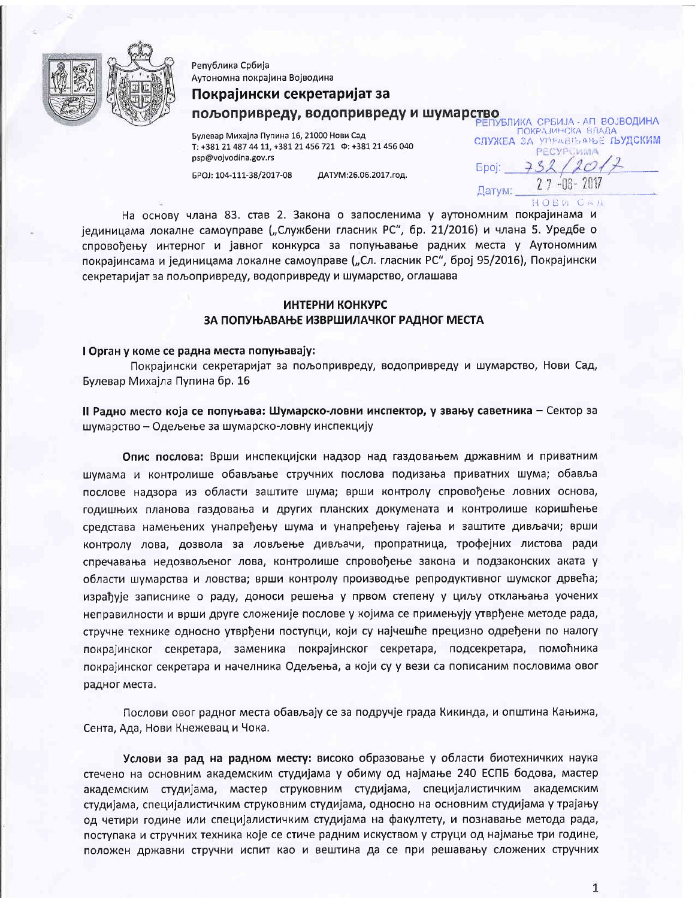Република Србија
Аутономна покрајина Војводина

# Покрајински секретаријат за пољопривреду, водопривреду и шумарство

Булевар Михајла Пупина 16, 21000 Нови Сад
Т: +381 21 487 44 11, +381 21 456 721 Ф: +381 21 456 040
psp@vojvodina.gov.rs

БРОЈ: 104-111-38/2017-08 ДАТУМ:26.06.2017.год.

РЕПУБЛИКА СРБИЈА - АП ВОЈВОДИНА
ПОКРАЈИНСКА ВЛАДА
СЛУЖБА ЗА УПРАВЉАЊЕ ЉУДСКИМ РЕСУРСИМА
Број: 732/2017
Датум: 27-06-2017
НОВИ САД

На основу члана 83. став 2. Закона о запосленима у аутономним покрајинама и јединицама локалне самоуправе („Службени гласник РС", бр. 21/2016) и члана 5. Уредбе о спровођењу интерног и јавног конкурса за попуњавање радних места у Аутономним покрајинсама и јединицама локалне самоуправе („Сл. гласник РС", број 95/2016), Покрајински секретаријат за пољопривреду, водопривреду и шумарство, оглашава

## ИНТЕРНИ КОНКУРС ЗА ПОПУЊАВАЊЕ ИЗВРШИЛАЧКОГ РАДНОГ МЕСТА

**I Орган у коме се радна места попуњавају:**

Покрајински секретаријат за пољопривреду, водопривреду и шумарство, Нови Сад, Булевар Михајла Пупина бр. 16

**II Радно место која се попуњава: Шумарско-ловни инспектор, у звању саветника** – Сектор за шумарство – Одељење за шумарско-ловну инспекцију

**Опис послова:** Врши инспекцијски надзор над газдовањем државним и приватним шумама и контролише обављање стручних послова подизања приватних шума; обавља послове надзора из области заштите шума; врши контролу спровођење ловних основа, годишњих планова газдовања и других планских докумената и контролише коришћење средстава намењених унапређењу шума и унапређењу гајења и заштите дивљачи; врши контролу лова, дозвола за ловљење дивљачи, пропратница, трофејних листова ради спречавања недозвољеног лова, контролише спровођење закона и подзаконских аката у области шумарства и ловства; врши контролу производње репродуктивног шумског дрвећа; израђује записнике о раду, доноси решења у првом степену у циљу отклањања уочених неправилности и врши друге сложеније послове у којима се примењују утврђене методе рада, стручне технике односно утврђени поступци, који су најчешће прецизно одређени по налогу покрајинског секретара, заменика покрајинског секретара, подсекретара, помоћника покрајинског секретара и начелника Одељења, а који су у вези са пописаним пословима овог радног места.

Послови овог радног места обављају се за подручје града Кикинда, и општина Кањижа, Сента, Ада, Нови Кнежевац и Чока.

**Услови за рад на радном месту:** високо образовање у области биотехничких наука стечено на основним академским студијама у обиму од најмање 240 ЕСПБ бодова, мастер академским студијама, мастер струковним студијама, специјалистичким академским студијама, специјалистичким струковним студијама, односно на основним студијама у трајању од четири године или специјалистичким студијама на факултету, и познавање метода рада, поступака и стручних техника које се стиче радним искуством у струци од најмање три године, положен државни стручни испит као и вештина да се при решавању сложених стручних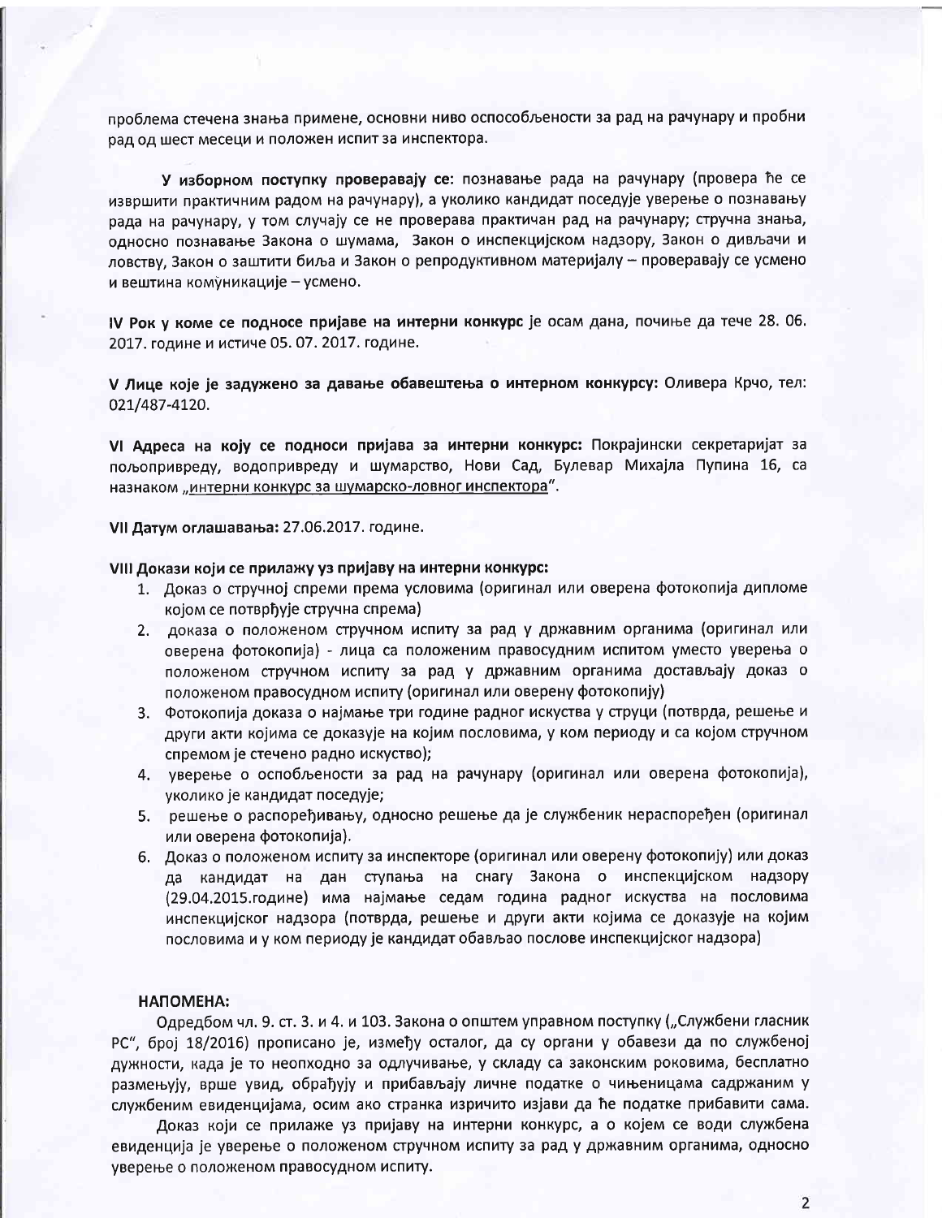проблема стечена знања примене, основни ниво оспособљености за рад на рачунару и пробни рад од шест месеци и положен испит за инспектора.

**У изборном поступку проверавају се:** познавање рада на рачунару (провера ће се извршити практичним радом на рачунару), а уколико кандидат поседује уверење о познавању рада на рачунару, у том случају се не проверава практичан рад на рачунару; стручна знања, односно познавање Закона о шумама, Закон о инспекцијском надзору, Закон о дивљачи и ловству, Закон о заштити биља и Закон о репродуктивном материјалу – проверавају се усмено и вештина комуникације – усмено.

**IV Рок у коме се подносе пријаве на интерни конкурс** је осам дана, почиње да тече 28. 06. 2017. године и истиче 05. 07. 2017. године.

**V Лице које је задужено за давање обавештења о интерном конкурсу:** Оливера Крчо, тел: 021/487-4120.

**VI Адреса на коју се подноси пријава за интерни конкурс:** Покрајински секретаријат за пољопривреду, водопривреду и шумарство, Нови Сад, Булевар Михајла Пупина 16, са назнаком „интерни конкурс за шумарско-ловног инспектора".

**VII Датум оглашавања:** 27.06.2017. године.

**VIII Докази који се прилажу уз пријаву на интерни конкурс:**

1. Доказ о стручној спреми према условима (оригинал или оверена фотокопија дипломе којом се потврђује стручна спрема)
2. доказа о положеном стручном испиту за рад у државним органима (оригинал или оверена фотокопија) - лица са положеним правосудним испитом уместо уверења о положеном стручном испиту за рад у државним органима достављају доказ о положеном правосудном испиту (оригинал или оверену фотокопију)
3. Фотокопија доказа о најмање три године радног искуства у струци (потврда, решење и други акти којима се доказује на којим пословима, у ком периоду и са којом стручном спремом је стечено радно искуство);
4. уверење о оспобљености за рад на рачунару (оригинал или оверена фотокопија), уколико је кандидат поседује;
5. решење о распоређивању, односно решење да је службеник нераспоређен (оригинал или оверена фотокопија).
6. Доказ о положеном испиту за инспекторе (оригинал или оверену фотокопију) или доказ да кандидат на дан ступања на снагу Закона о инспекцијском надзору (29.04.2015.године) има најмање седам година радног искуства на пословима инспекцијског надзора (потврда, решење и други акти којима се доказује на којим пословима и у ком периоду је кандидат обављао послове инспекцијског надзора)

**НАПОМЕНА:**

Одредбом чл. 9. ст. 3. и 4. и 103. Закона о општем управном поступку („Службени гласник РС", број 18/2016) прописано је, између осталог, да су органи у обавези да по службеној дужности, када је то неопходно за одлучивање, у складу са законским роковима, бесплатно размењују, врше увид, обрађују и прибављају личне податке о чињеницама садржаним у службеним евиденцијама, осим ако странка изричито изјави да ће податке прибавити сама.

Доказ који се прилаже уз пријаву на интерни конкурс, а о којем се води службена евиденција је уверење о положеном стручном испиту за рад у државним органима, односно уверење о положеном правосудном испиту.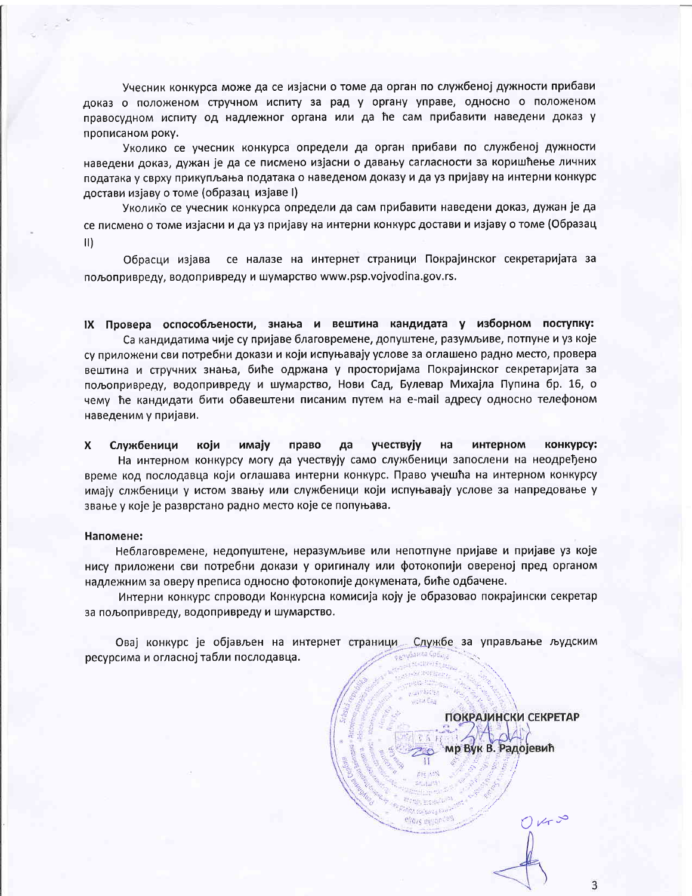Учесник конкурса може да се изјасни о томе да орган по службеној дужности прибави доказ о положеном стручном испиту за рад у органу управе, односно о положеном правосудном испиту од надлежног органа или да ће сам прибавити наведени доказ у прописаном року.

Уколико се учесник конкурса определи да орган прибави по службеној дужности наведени доказ, дужан је да се писмено изјасни о давању сагласности за коришћење личних података у сврху прикупљања података о наведеном доказу и да уз пријаву на интерни конкурс достави изјаву о томе (образац изјаве I)

Уколико се учесник конкурса определи да сам прибавити наведени доказ, дужан је да се писмено о томе изјасни и да уз пријаву на интерни конкурс достави и изјаву о томе (Образац II)

Обрасци изјава се налазе на интернет страници Покрајинског секретаријата за пољопривреду, водопривреду и шумарство www.psp.vojvodina.gov.rs.

**IX Провера оспособљености, знања и вештина кандидата у изборном поступку:**

Са кандидатима чије су пријаве благовремене, допуштене, разумљиве, потпуне и уз које су приложени сви потребни докази и који испуњавају услове за оглашено радно место, провера вештина и стручних знања, биће одржана у просторијама Покрајинског секретаријата за пољопривреду, водопривреду и шумарство, Нови Сад, Булевар Михајла Пупина бр. 16, о чему ће кандидати бити обавештени писаним путем на e-mail адресу односно телефоном наведеним у пријави.

**X Службеници који имају право да учествују на интерном конкурсу:**

На интерном конкурсу могу да учествују само службеници запослени на неодређено време код послодавца који оглашава интерни конкурс. Право учешћа на интерном конкурсу имају слжбеници у истом звању или службеници који испуњавају услове за напредовање у звање у које је разврстано радно место које се попуњава.

**Напомене:**

Неблаговремене, недопуштене, неразумљиве или непотпуне пријаве и пријаве уз које нису приложени сви потребни докази у оригиналу или фотокопији овереној пред органом надлежним за оверу преписа односно фотокопије докумената, биће одбачене.

Интерни конкурс спроводи Конкурсна комисија коју је образовао покрајински секретар за пољопривреду, водопривреду и шумарство.

Овај конкурс је објављен на интернет страници Службе за управљање људским ресурсима и огласној табли послодавца.

**ПОКРАЈИНСКИ СЕКРЕТАР**

**мр Вук В. Радојевић**